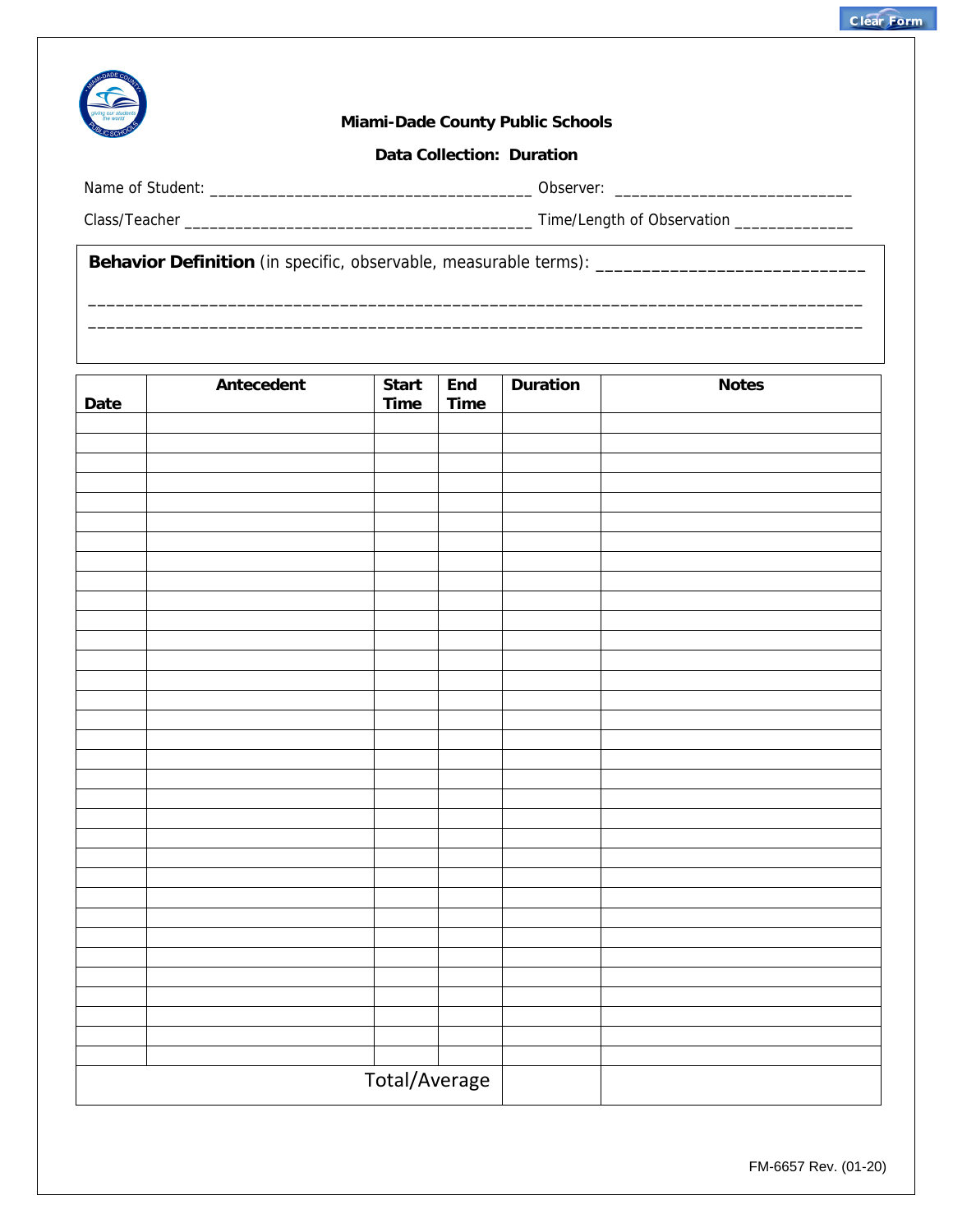Clear Form

**Miami-Dade County Public Schools**

**Data Collection: Duration**

Name of Student: ____________________________________ Observer: ___________________________

Class/Teacher _______________________________________ Time/Length of Observation _____________

**Behavior Definition** (in specific, observable, measurable terms): ____________________________

______________________________________________________________________________________

______________________________________________________________________________________

| Date | Antecedent | Start Time | End Time | Duration | Notes |
|---|---|---|---|---|---|
| | | | | | |
| | | | | | |
| | | | | | |
| | | | | | |
| | | | | | |
| | | | | | |
| | | | | | |
| | | | | | |
| | | | | | |
| | | | | | |
| | | | | | |
| | | | | | |
| | | | | | |
| | | | | | |
| | | | | | |
| | | | | | |
| | | | | | |
| | | | | | |
| | | | | | |
| | | | | | |
| | | | | | |
| | | | | | |
| | | | | | |
| | | | | | |
| | | | | | |
| | | | | | |
| | | | | | |
| | | | | | |
| | | | | | |
| | | | | | |
| | | | | | |
| | | | | | |
| | | | | | |
| Total/Average | | | | | |

FM-6657 Rev. (01-20)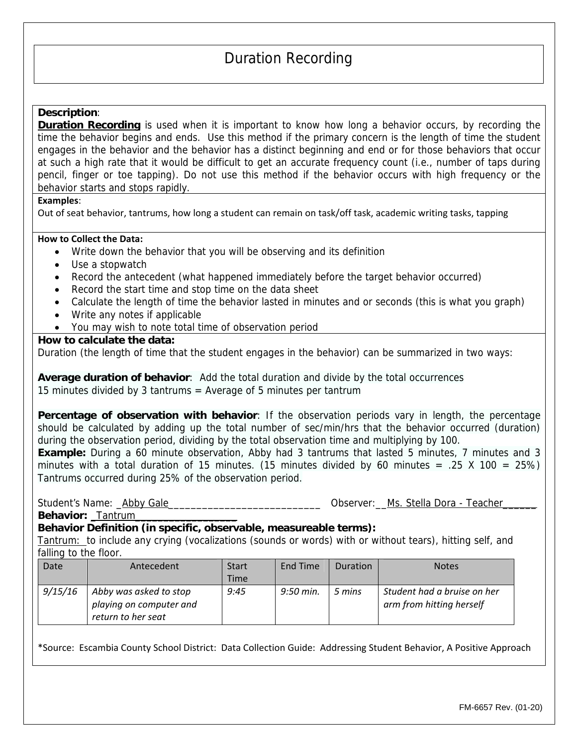# Duration Recording

**Description**:
**Duration Recording** is used when it is important to know how long a behavior occurs, by recording the time the behavior begins and ends. Use this method if the primary concern is the length of time the student engages in the behavior and the behavior has a distinct beginning and end or for those behaviors that occur at such a high rate that it would be difficult to get an accurate frequency count (i.e., number of taps during pencil, finger or toe tapping). Do not use this method if the behavior occurs with high frequency or the behavior starts and stops rapidly.

**Examples**:
Out of seat behavior, tantrums, how long a student can remain on task/off task, academic writing tasks, tapping

**How to Collect the Data:**

- Write down the behavior that you will be observing and its definition
- Use a stopwatch
- Record the antecedent (what happened immediately before the target behavior occurred)
- Record the start time and stop time on the data sheet
- Calculate the length of time the behavior lasted in minutes and or seconds (this is what you graph)
- Write any notes if applicable
- You may wish to note total time of observation period

**How to calculate the data:**
Duration (the length of time that the student engages in the behavior) can be summarized in two ways:

**Average duration of behavior**: Add the total duration and divide by the total occurrences
15 minutes divided by 3 tantrums = Average of 5 minutes per tantrum

**Percentage of observation with behavior**: If the observation periods vary in length, the percentage should be calculated by adding up the total number of sec/min/hrs that the behavior occurred (duration) during the observation period, dividing by the total observation time and multiplying by 100.
**Example:** During a 60 minute observation, Abby had 3 tantrums that lasted 5 minutes, 7 minutes and 3 minutes with a total duration of 15 minutes. (15 minutes divided by 60 minutes = .25 X 100 = 25%) Tantrums occurred during 25% of the observation period.

Student's Name: _Abby Gale____________________________ Observer:__Ms. Stella Dora - Teacher______
**Behavior:** _Tantrum_________________
**Behavior Definition (in specific, observable, measureable terms):**
Tantrum: to include any crying (vocalizations (sounds or words) with or without tears), hitting self, and falling to the floor.

| Date | Antecedent | Start Time | End Time | Duration | Notes |
|---|---|---|---|---|---|
| *9/15/16* | *Abby was asked to stop playing on computer and return to her seat* | *9:45* | *9:50 min.* | *5 mins* | *Student had a bruise on her arm from hitting herself* |

*Source: Escambia County School District: Data Collection Guide: Addressing Student Behavior, A Positive Approach

FM-6657 Rev. (01-20)